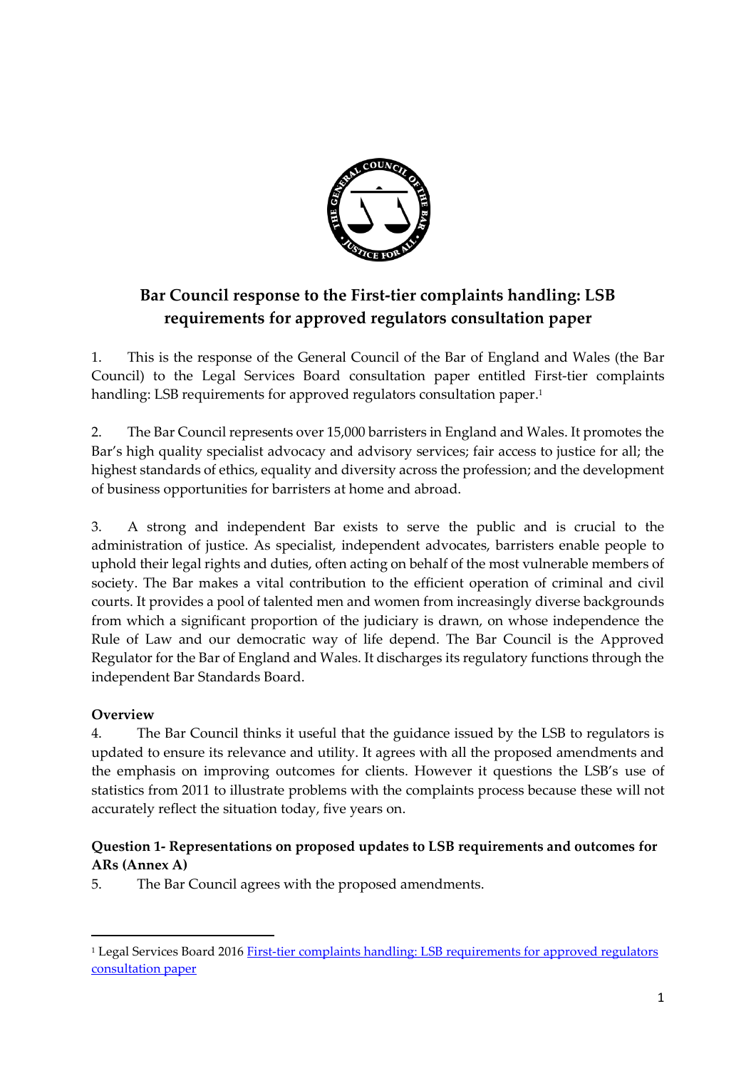# Bar Council response to the First-tier complaints handling: LSB requirements for approved regulators consultation paper

1. This is the response of the General Council of the Bar of England and Wales (the Bar Council) to the Legal Services Board consultation paper entitled First-tier complaints handling: LSB requirements for approved regulators consultation paper.[1]

2. The Bar Council represents over 15,000 barristers in England and Wales. It promotes the Bar's high quality specialist advocacy and advisory services; fair access to justice for all; the highest standards of ethics, equality and diversity across the profession; and the development of business opportunities for barristers at home and abroad.

3. A strong and independent Bar exists to serve the public and is crucial to the administration of justice. As specialist, independent advocates, barristers enable people to uphold their legal rights and duties, often acting on behalf of the most vulnerable members of society. The Bar makes a vital contribution to the efficient operation of criminal and civil courts. It provides a pool of talented men and women from increasingly diverse backgrounds from which a significant proportion of the judiciary is drawn, on whose independence the Rule of Law and our democratic way of life depend. The Bar Council is the Approved Regulator for the Bar of England and Wales. It discharges its regulatory functions through the independent Bar Standards Board.

**Overview**

4. The Bar Council thinks it useful that the guidance issued by the LSB to regulators is updated to ensure its relevance and utility. It agrees with all the proposed amendments and the emphasis on improving outcomes for clients. However it questions the LSB's use of statistics from 2011 to illustrate problems with the complaints process because these will not accurately reflect the situation today, five years on.

**Question 1- Representations on proposed updates to LSB requirements and outcomes for ARs (Annex A)**

5. The Bar Council agrees with the proposed amendments.

---

[1] Legal Services Board 2016 First-tier complaints handling: LSB requirements for approved regulators consultation paper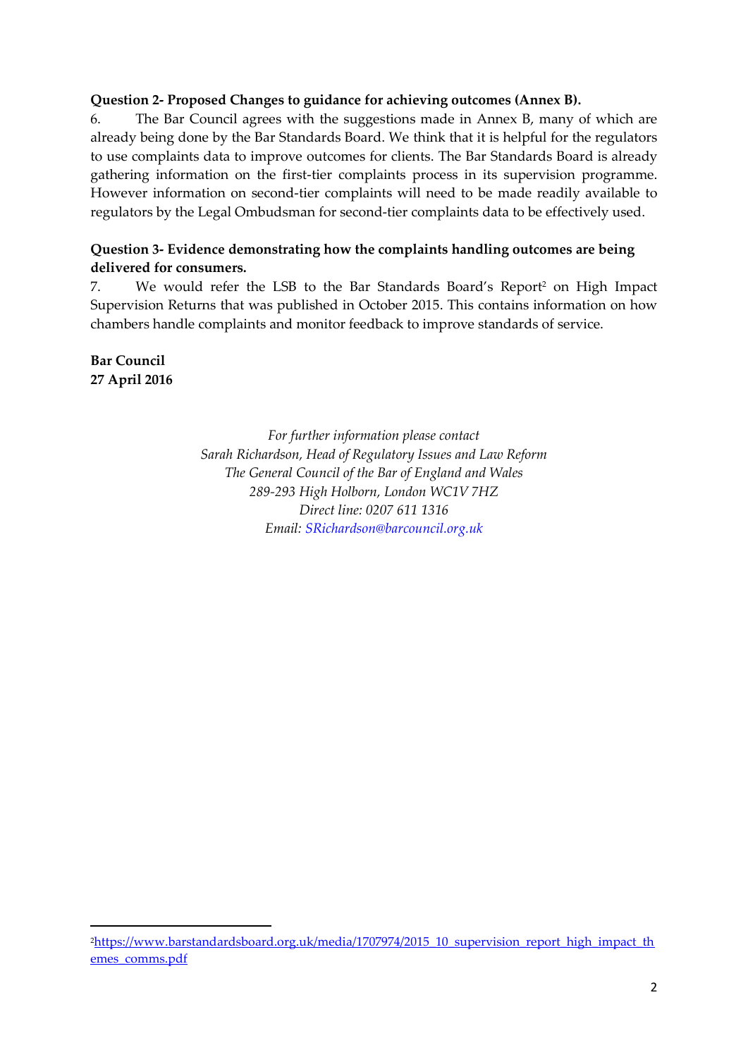**Question 2- Proposed Changes to guidance for achieving outcomes (Annex B).**

6. The Bar Council agrees with the suggestions made in Annex B, many of which are already being done by the Bar Standards Board. We think that it is helpful for the regulators to use complaints data to improve outcomes for clients. The Bar Standards Board is already gathering information on the first-tier complaints process in its supervision programme. However information on second-tier complaints will need to be made readily available to regulators by the Legal Ombudsman for second-tier complaints data to be effectively used.

**Question 3- Evidence demonstrating how the complaints handling outcomes are being delivered for consumers.**

7. We would refer the LSB to the Bar Standards Board's Report[2] on High Impact Supervision Returns that was published in October 2015. This contains information on how chambers handle complaints and monitor feedback to improve standards of service.

**Bar Council**
**27 April 2016**

*For further information please contact*
*Sarah Richardson, Head of Regulatory Issues and Law Reform*
*The General Council of the Bar of England and Wales*
*289-293 High Holborn, London WC1V 7HZ*
*Direct line: 0207 611 1316*
*Email: SRichardson@barcouncil.org.uk*

---

[2] https://www.barstandardsboard.org.uk/media/1707974/2015_10_supervision_report_high_impact_themes_comms.pdf